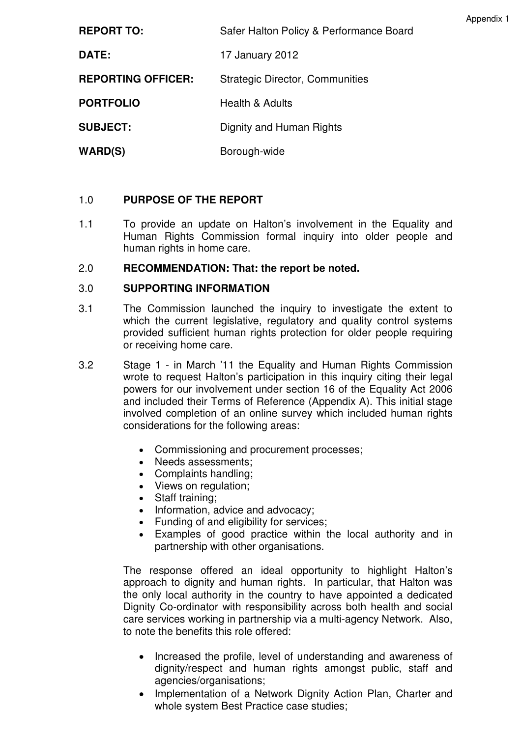Appendix 1

| | |
|---|---|
| **REPORT TO:** | Safer Halton Policy & Performance Board |
| **DATE:** | 17 January 2012 |
| **REPORTING OFFICER:** | Strategic Director, Communities |
| **PORTFOLIO** | Health & Adults |
| **SUBJECT:** | Dignity and Human Rights |
| **WARD(S)** | Borough-wide |

## 1.0 PURPOSE OF THE REPORT

1.1 To provide an update on Halton's involvement in the Equality and Human Rights Commission formal inquiry into older people and human rights in home care.

## 2.0 RECOMMENDATION: That: the report be noted.

## 3.0 SUPPORTING INFORMATION

3.1 The Commission launched the inquiry to investigate the extent to which the current legislative, regulatory and quality control systems provided sufficient human rights protection for older people requiring or receiving home care.

3.2 Stage 1 - in March '11 the Equality and Human Rights Commission wrote to request Halton's participation in this inquiry citing their legal powers for our involvement under section 16 of the Equality Act 2006 and included their Terms of Reference (Appendix A). This initial stage involved completion of an online survey which included human rights considerations for the following areas:

- Commissioning and procurement processes;
- Needs assessments;
- Complaints handling;
- Views on regulation;
- Staff training;
- Information, advice and advocacy;
- Funding of and eligibility for services;
- Examples of good practice within the local authority and in partnership with other organisations.

The response offered an ideal opportunity to highlight Halton's approach to dignity and human rights. In particular, that Halton was the only local authority in the country to have appointed a dedicated Dignity Co-ordinator with responsibility across both health and social care services working in partnership via a multi-agency Network. Also, to note the benefits this role offered:

- Increased the profile, level of understanding and awareness of dignity/respect and human rights amongst public, staff and agencies/organisations;
- Implementation of a Network Dignity Action Plan, Charter and whole system Best Practice case studies;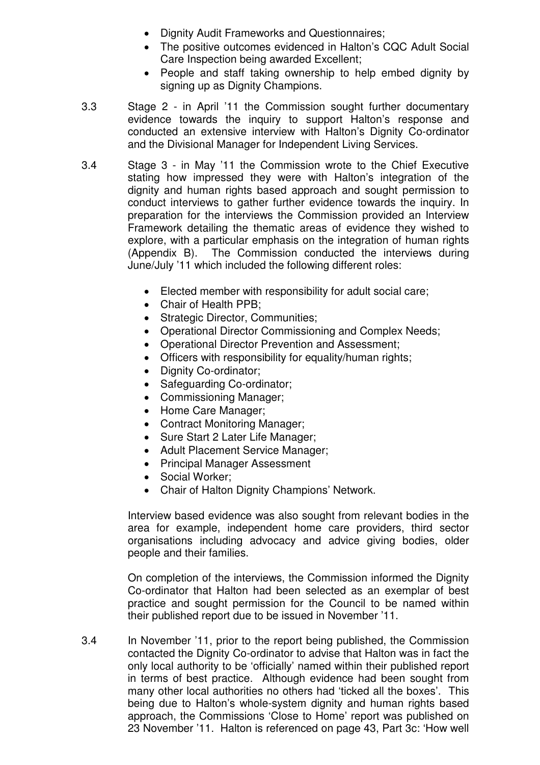- Dignity Audit Frameworks and Questionnaires;
- The positive outcomes evidenced in Halton's CQC Adult Social Care Inspection being awarded Excellent;
- People and staff taking ownership to help embed dignity by signing up as Dignity Champions.

3.3 Stage 2 - in April '11 the Commission sought further documentary evidence towards the inquiry to support Halton's response and conducted an extensive interview with Halton's Dignity Co-ordinator and the Divisional Manager for Independent Living Services.

3.4 Stage 3 - in May '11 the Commission wrote to the Chief Executive stating how impressed they were with Halton's integration of the dignity and human rights based approach and sought permission to conduct interviews to gather further evidence towards the inquiry. In preparation for the interviews the Commission provided an Interview Framework detailing the thematic areas of evidence they wished to explore, with a particular emphasis on the integration of human rights (Appendix B). The Commission conducted the interviews during June/July '11 which included the following different roles:

- Elected member with responsibility for adult social care;
- Chair of Health PPB;
- Strategic Director, Communities;
- Operational Director Commissioning and Complex Needs;
- Operational Director Prevention and Assessment;
- Officers with responsibility for equality/human rights;
- Dignity Co-ordinator;
- Safeguarding Co-ordinator;
- Commissioning Manager;
- Home Care Manager;
- Contract Monitoring Manager;
- Sure Start 2 Later Life Manager;
- Adult Placement Service Manager;
- Principal Manager Assessment
- Social Worker;
- Chair of Halton Dignity Champions' Network.

Interview based evidence was also sought from relevant bodies in the area for example, independent home care providers, third sector organisations including advocacy and advice giving bodies, older people and their families.

On completion of the interviews, the Commission informed the Dignity Co-ordinator that Halton had been selected as an exemplar of best practice and sought permission for the Council to be named within their published report due to be issued in November '11.

3.4 In November '11, prior to the report being published, the Commission contacted the Dignity Co-ordinator to advise that Halton was in fact the only local authority to be 'officially' named within their published report in terms of best practice. Although evidence had been sought from many other local authorities no others had 'ticked all the boxes'. This being due to Halton's whole-system dignity and human rights based approach, the Commissions 'Close to Home' report was published on 23 November '11. Halton is referenced on page 43, Part 3c: 'How well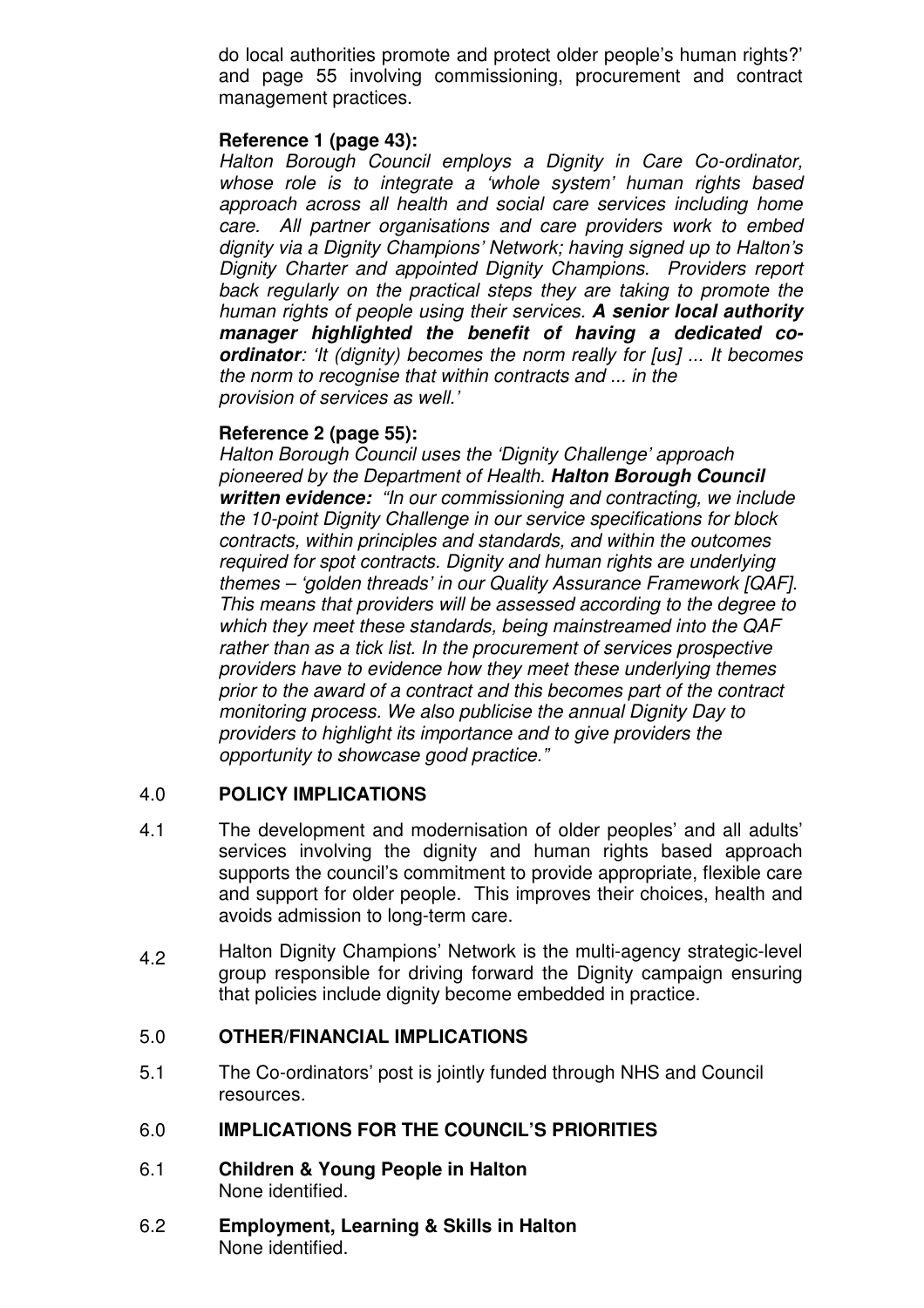do local authorities promote and protect older people's human rights?' and page 55 involving commissioning, procurement and contract management practices.

**Reference 1 (page 43):**

*Halton Borough Council employs a Dignity in Care Co-ordinator, whose role is to integrate a 'whole system' human rights based approach across all health and social care services including home care. All partner organisations and care providers work to embed dignity via a Dignity Champions' Network; having signed up to Halton's Dignity Charter and appointed Dignity Champions. Providers report back regularly on the practical steps they are taking to promote the human rights of people using their services.* ***A senior local authority manager highlighted the benefit of having a dedicated co-ordinator****: 'It (dignity) becomes the norm really for [us] ... It becomes the norm to recognise that within contracts and ... in the provision of services as well.'*

**Reference 2 (page 55):**

*Halton Borough Council uses the 'Dignity Challenge' approach pioneered by the Department of Health.* ***Halton Borough Council written evidence:*** *"In our commissioning and contracting, we include the 10-point Dignity Challenge in our service specifications for block contracts, within principles and standards, and within the outcomes required for spot contracts. Dignity and human rights are underlying themes – 'golden threads' in our Quality Assurance Framework [QAF]. This means that providers will be assessed according to the degree to which they meet these standards, being mainstreamed into the QAF rather than as a tick list. In the procurement of services prospective providers have to evidence how they meet these underlying themes prior to the award of a contract and this becomes part of the contract monitoring process. We also publicise the annual Dignity Day to providers to highlight its importance and to give providers the opportunity to showcase good practice."*

## 4.0 POLICY IMPLICATIONS

4.1 The development and modernisation of older peoples' and all adults' services involving the dignity and human rights based approach supports the council's commitment to provide appropriate, flexible care and support for older people. This improves their choices, health and avoids admission to long-term care.

4.2 Halton Dignity Champions' Network is the multi-agency strategic-level group responsible for driving forward the Dignity campaign ensuring that policies include dignity become embedded in practice.

## 5.0 OTHER/FINANCIAL IMPLICATIONS

5.1 The Co-ordinators' post is jointly funded through NHS and Council resources.

## 6.0 IMPLICATIONS FOR THE COUNCIL'S PRIORITIES

6.1 **Children & Young People in Halton**
None identified.

6.2 **Employment, Learning & Skills in Halton**
None identified.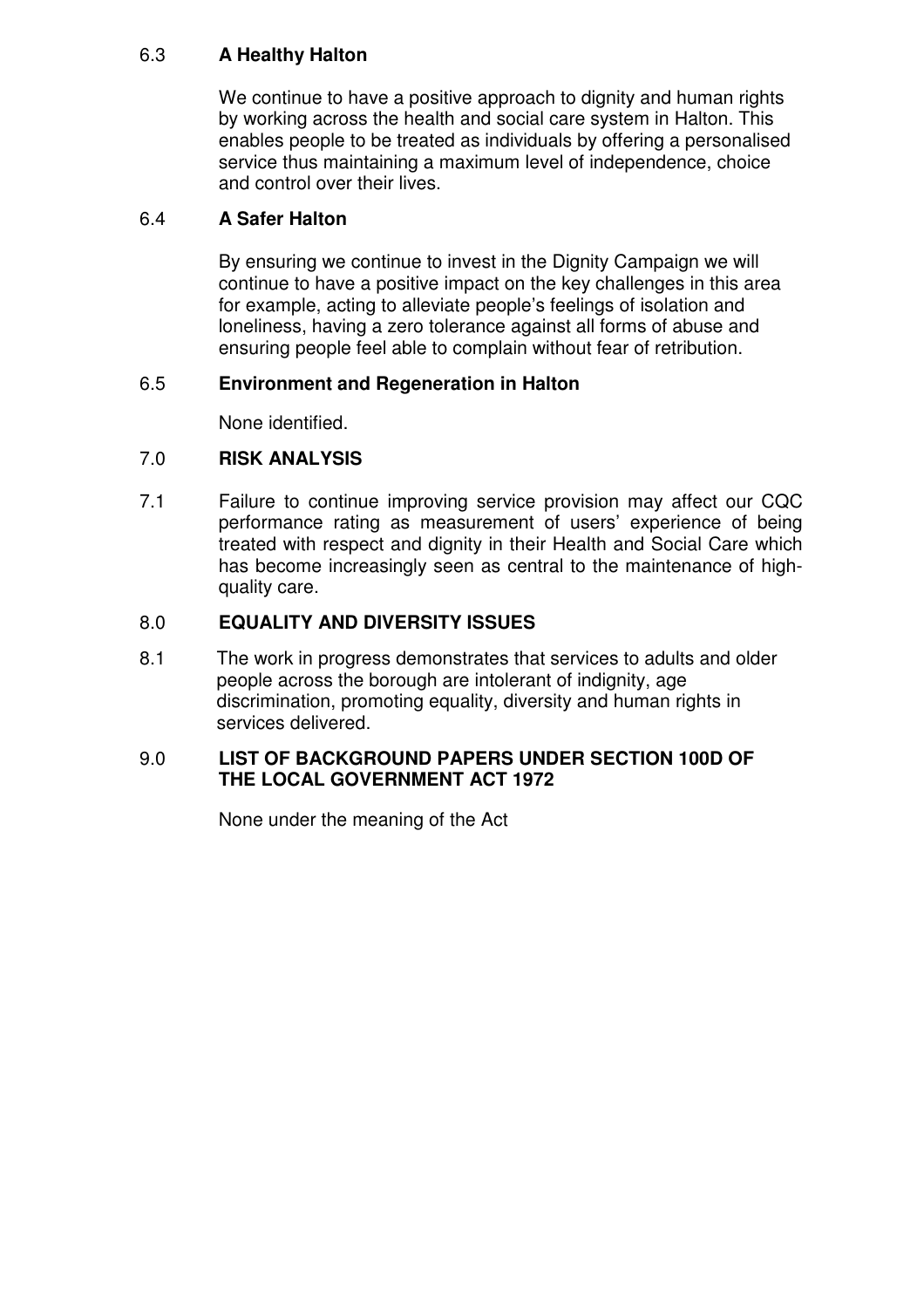### 6.3 A Healthy Halton

We continue to have a positive approach to dignity and human rights by working across the health and social care system in Halton. This enables people to be treated as individuals by offering a personalised service thus maintaining a maximum level of independence, choice and control over their lives.

### 6.4 A Safer Halton

By ensuring we continue to invest in the Dignity Campaign we will continue to have a positive impact on the key challenges in this area for example, acting to alleviate people's feelings of isolation and loneliness, having a zero tolerance against all forms of abuse and ensuring people feel able to complain without fear of retribution.

### 6.5 Environment and Regeneration in Halton

None identified.

## 7.0 RISK ANALYSIS

7.1 Failure to continue improving service provision may affect our CQC performance rating as measurement of users' experience of being treated with respect and dignity in their Health and Social Care which has become increasingly seen as central to the maintenance of high-quality care.

## 8.0 EQUALITY AND DIVERSITY ISSUES

8.1 The work in progress demonstrates that services to adults and older people across the borough are intolerant of indignity, age discrimination, promoting equality, diversity and human rights in services delivered.

## 9.0 LIST OF BACKGROUND PAPERS UNDER SECTION 100D OF THE LOCAL GOVERNMENT ACT 1972

None under the meaning of the Act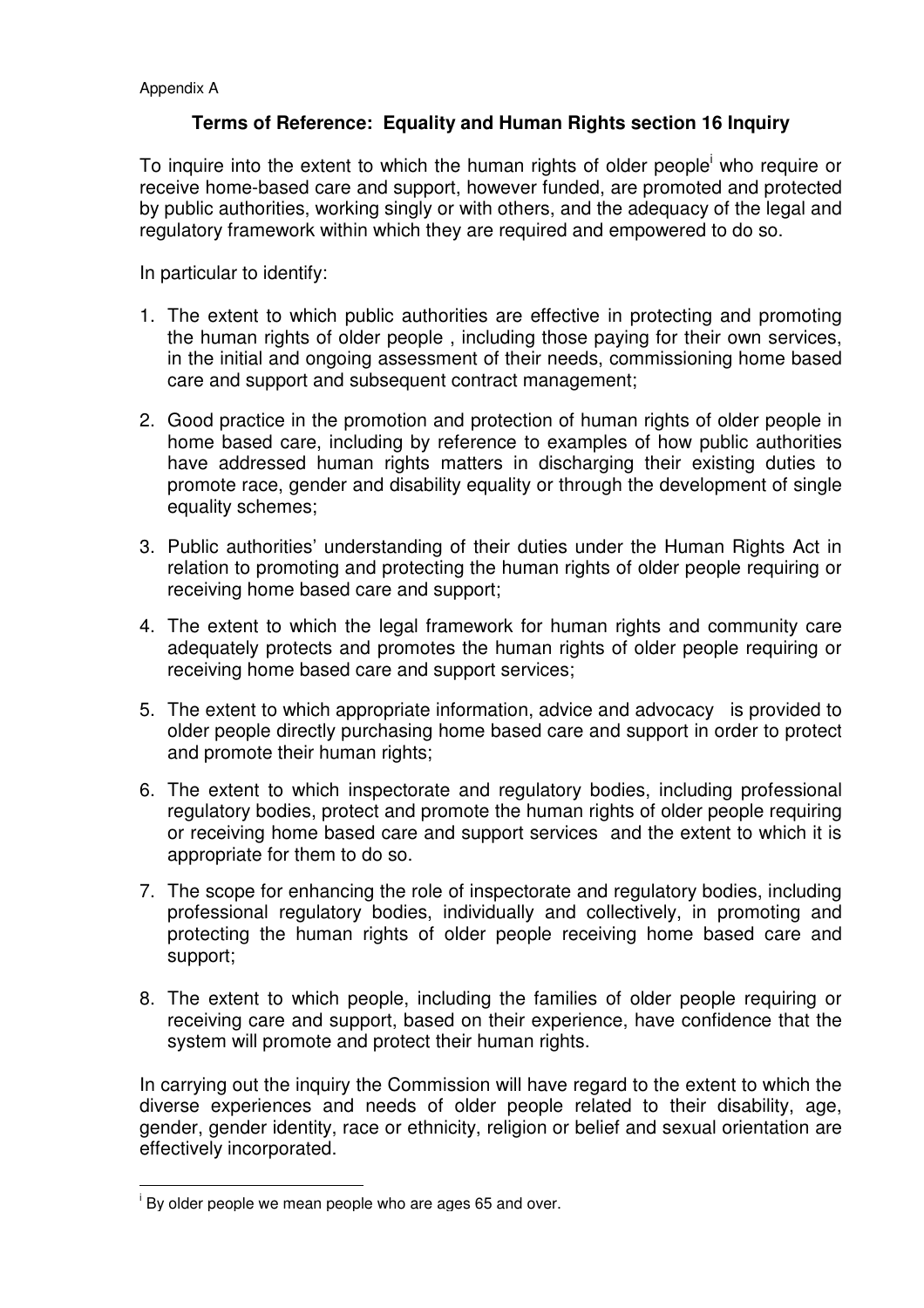Appendix A

## Terms of Reference: Equality and Human Rights section 16 Inquiry

To inquire into the extent to which the human rights of older people[i] who require or receive home-based care and support, however funded, are promoted and protected by public authorities, working singly or with others, and the adequacy of the legal and regulatory framework within which they are required and empowered to do so.

In particular to identify:

1. The extent to which public authorities are effective in protecting and promoting the human rights of older people , including those paying for their own services, in the initial and ongoing assessment of their needs, commissioning home based care and support and subsequent contract management;

2. Good practice in the promotion and protection of human rights of older people in home based care, including by reference to examples of how public authorities have addressed human rights matters in discharging their existing duties to promote race, gender and disability equality or through the development of single equality schemes;

3. Public authorities' understanding of their duties under the Human Rights Act in relation to promoting and protecting the human rights of older people requiring or receiving home based care and support;

4. The extent to which the legal framework for human rights and community care adequately protects and promotes the human rights of older people requiring or receiving home based care and support services;

5. The extent to which appropriate information, advice and advocacy is provided to older people directly purchasing home based care and support in order to protect and promote their human rights;

6. The extent to which inspectorate and regulatory bodies, including professional regulatory bodies, protect and promote the human rights of older people requiring or receiving home based care and support services and the extent to which it is appropriate for them to do so.

7. The scope for enhancing the role of inspectorate and regulatory bodies, including professional regulatory bodies, individually and collectively, in promoting and protecting the human rights of older people receiving home based care and support;

8. The extent to which people, including the families of older people requiring or receiving care and support, based on their experience, have confidence that the system will promote and protect their human rights.

In carrying out the inquiry the Commission will have regard to the extent to which the diverse experiences and needs of older people related to their disability, age, gender, gender identity, race or ethnicity, religion or belief and sexual orientation are effectively incorporated.

---

[i] By older people we mean people who are ages 65 and over.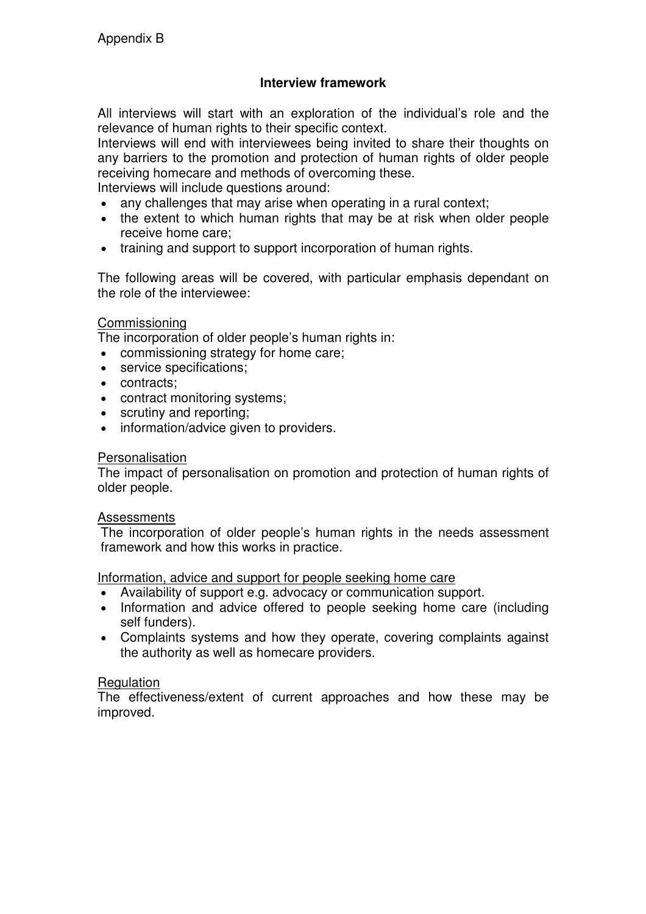Appendix B

## Interview framework

All interviews will start with an exploration of the individual's role and the relevance of human rights to their specific context.

Interviews will end with interviewees being invited to share their thoughts on any barriers to the promotion and protection of human rights of older people receiving homecare and methods of overcoming these.

Interviews will include questions around:

- any challenges that may arise when operating in a rural context;
- the extent to which human rights that may be at risk when older people receive home care;
- training and support to support incorporation of human rights.

The following areas will be covered, with particular emphasis dependant on the role of the interviewee:

### Commissioning

The incorporation of older people's human rights in:

- commissioning strategy for home care;
- service specifications;
- contracts;
- contract monitoring systems;
- scrutiny and reporting;
- information/advice given to providers.

### Personalisation

The impact of personalisation on promotion and protection of human rights of older people.

### Assessments

The incorporation of older people's human rights in the needs assessment framework and how this works in practice.

### Information, advice and support for people seeking home care

- Availability of support e.g. advocacy or communication support.
- Information and advice offered to people seeking home care (including self funders).
- Complaints systems and how they operate, covering complaints against the authority as well as homecare providers.

### Regulation

The effectiveness/extent of current approaches and how these may be improved.